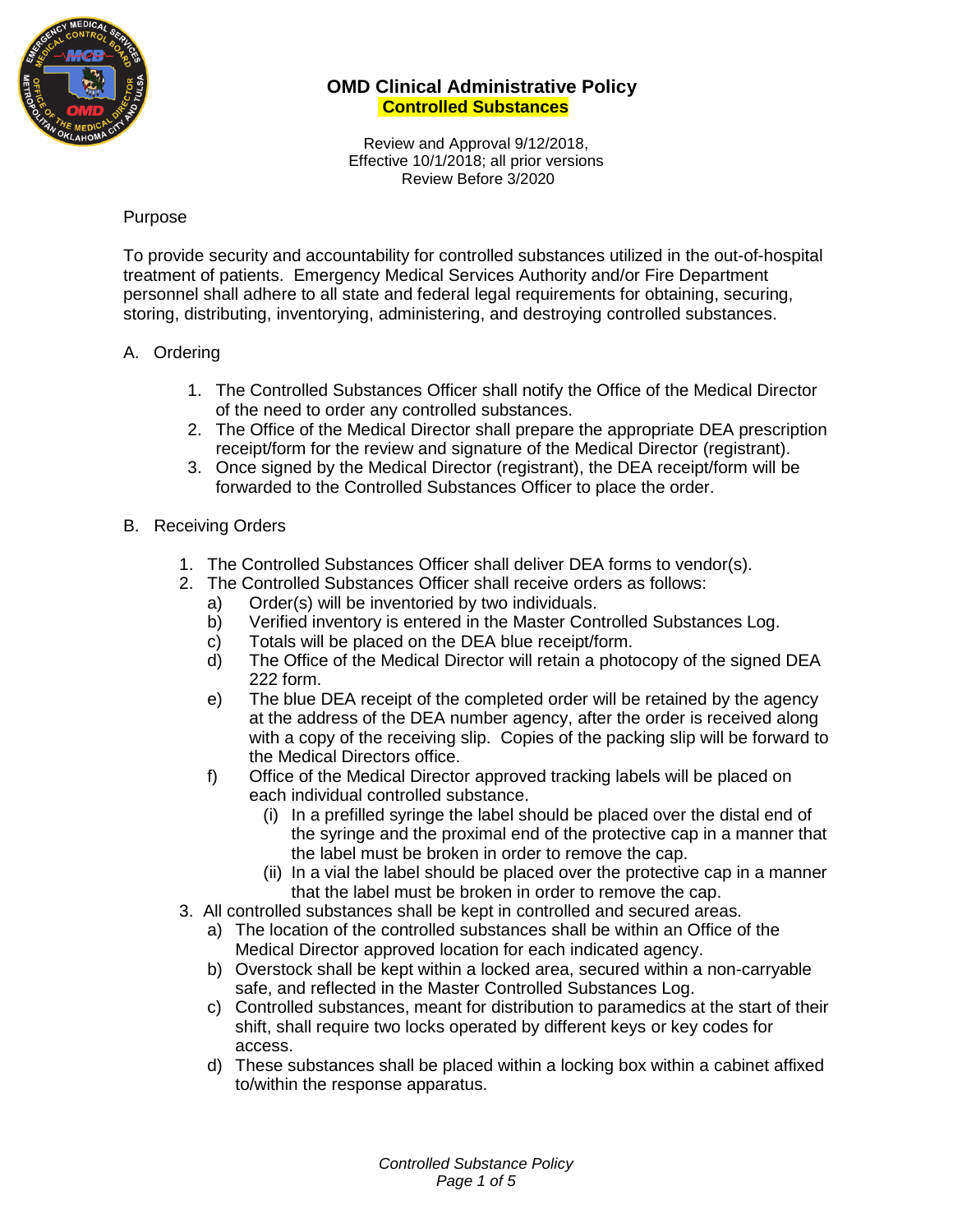# OMD Clinical Administrative Policy

## Controlled Substances

Review and Approval 9/12/2018,
Effective 10/1/2018; all prior versions
Review Before 3/2020

Purpose

To provide security and accountability for controlled substances utilized in the out-of-hospital treatment of patients. Emergency Medical Services Authority and/or Fire Department personnel shall adhere to all state and federal legal requirements for obtaining, securing, storing, distributing, inventorying, administering, and destroying controlled substances.

A. Ordering

1. The Controlled Substances Officer shall notify the Office of the Medical Director of the need to order any controlled substances.
2. The Office of the Medical Director shall prepare the appropriate DEA prescription receipt/form for the review and signature of the Medical Director (registrant).
3. Once signed by the Medical Director (registrant), the DEA receipt/form will be forwarded to the Controlled Substances Officer to place the order.

B. Receiving Orders

1. The Controlled Substances Officer shall deliver DEA forms to vendor(s).
2. The Controlled Substances Officer shall receive orders as follows:
   a) Order(s) will be inventoried by two individuals.
   b) Verified inventory is entered in the Master Controlled Substances Log.
   c) Totals will be placed on the DEA blue receipt/form.
   d) The Office of the Medical Director will retain a photocopy of the signed DEA 222 form.
   e) The blue DEA receipt of the completed order will be retained by the agency at the address of the DEA number agency, after the order is received along with a copy of the receiving slip. Copies of the packing slip will be forward to the Medical Directors office.
   f) Office of the Medical Director approved tracking labels will be placed on each individual controlled substance.
      (i) In a prefilled syringe the label should be placed over the distal end of the syringe and the proximal end of the protective cap in a manner that the label must be broken in order to remove the cap.
      (ii) In a vial the label should be placed over the protective cap in a manner that the label must be broken in order to remove the cap.
3. All controlled substances shall be kept in controlled and secured areas.
   a) The location of the controlled substances shall be within an Office of the Medical Director approved location for each indicated agency.
   b) Overstock shall be kept within a locked area, secured within a non-carryable safe, and reflected in the Master Controlled Substances Log.
   c) Controlled substances, meant for distribution to paramedics at the start of their shift, shall require two locks operated by different keys or key codes for access.
   d) These substances shall be placed within a locking box within a cabinet affixed to/within the response apparatus.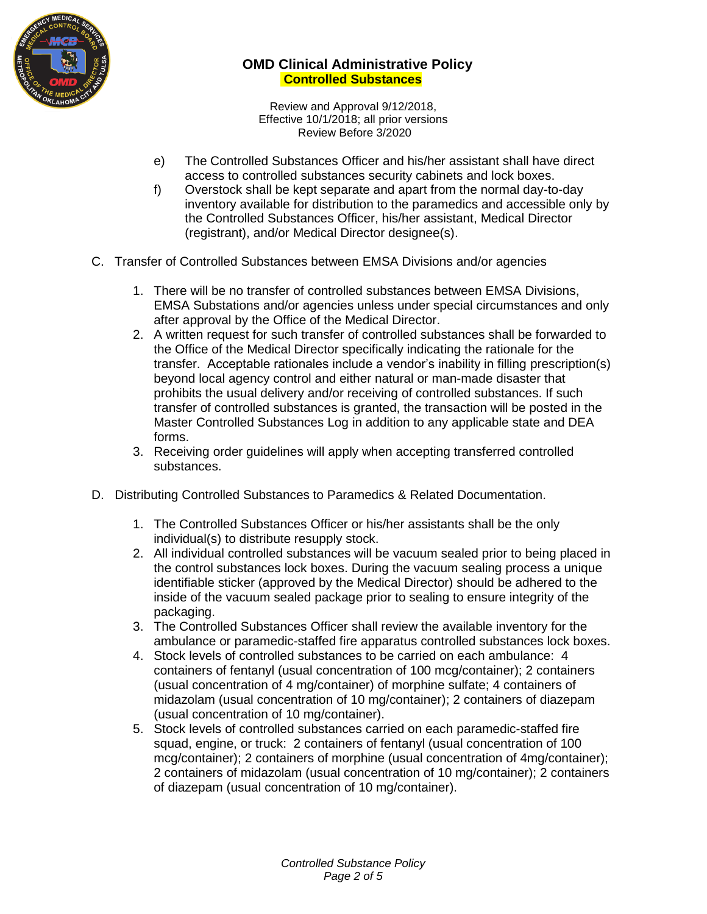e) The Controlled Substances Officer and his/her assistant shall have direct access to controlled substances security cabinets and lock boxes.

f) Overstock shall be kept separate and apart from the normal day-to-day inventory available for distribution to the paramedics and accessible only by the Controlled Substances Officer, his/her assistant, Medical Director (registrant), and/or Medical Director designee(s).

C. Transfer of Controlled Substances between EMSA Divisions and/or agencies

1. There will be no transfer of controlled substances between EMSA Divisions, EMSA Substations and/or agencies unless under special circumstances and only after approval by the Office of the Medical Director.
2. A written request for such transfer of controlled substances shall be forwarded to the Office of the Medical Director specifically indicating the rationale for the transfer. Acceptable rationales include a vendor's inability in filling prescription(s) beyond local agency control and either natural or man-made disaster that prohibits the usual delivery and/or receiving of controlled substances. If such transfer of controlled substances is granted, the transaction will be posted in the Master Controlled Substances Log in addition to any applicable state and DEA forms.
3. Receiving order guidelines will apply when accepting transferred controlled substances.

D. Distributing Controlled Substances to Paramedics & Related Documentation.

1. The Controlled Substances Officer or his/her assistants shall be the only individual(s) to distribute resupply stock.
2. All individual controlled substances will be vacuum sealed prior to being placed in the control substances lock boxes. During the vacuum sealing process a unique identifiable sticker (approved by the Medical Director) should be adhered to the inside of the vacuum sealed package prior to sealing to ensure integrity of the packaging.
3. The Controlled Substances Officer shall review the available inventory for the ambulance or paramedic-staffed fire apparatus controlled substances lock boxes.
4. Stock levels of controlled substances to be carried on each ambulance: 4 containers of fentanyl (usual concentration of 100 mcg/container); 2 containers (usual concentration of 4 mg/container) of morphine sulfate; 4 containers of midazolam (usual concentration of 10 mg/container); 2 containers of diazepam (usual concentration of 10 mg/container).
5. Stock levels of controlled substances carried on each paramedic-staffed fire squad, engine, or truck: 2 containers of fentanyl (usual concentration of 100 mcg/container); 2 containers of morphine (usual concentration of 4mg/container); 2 containers of midazolam (usual concentration of 10 mg/container); 2 containers of diazepam (usual concentration of 10 mg/container).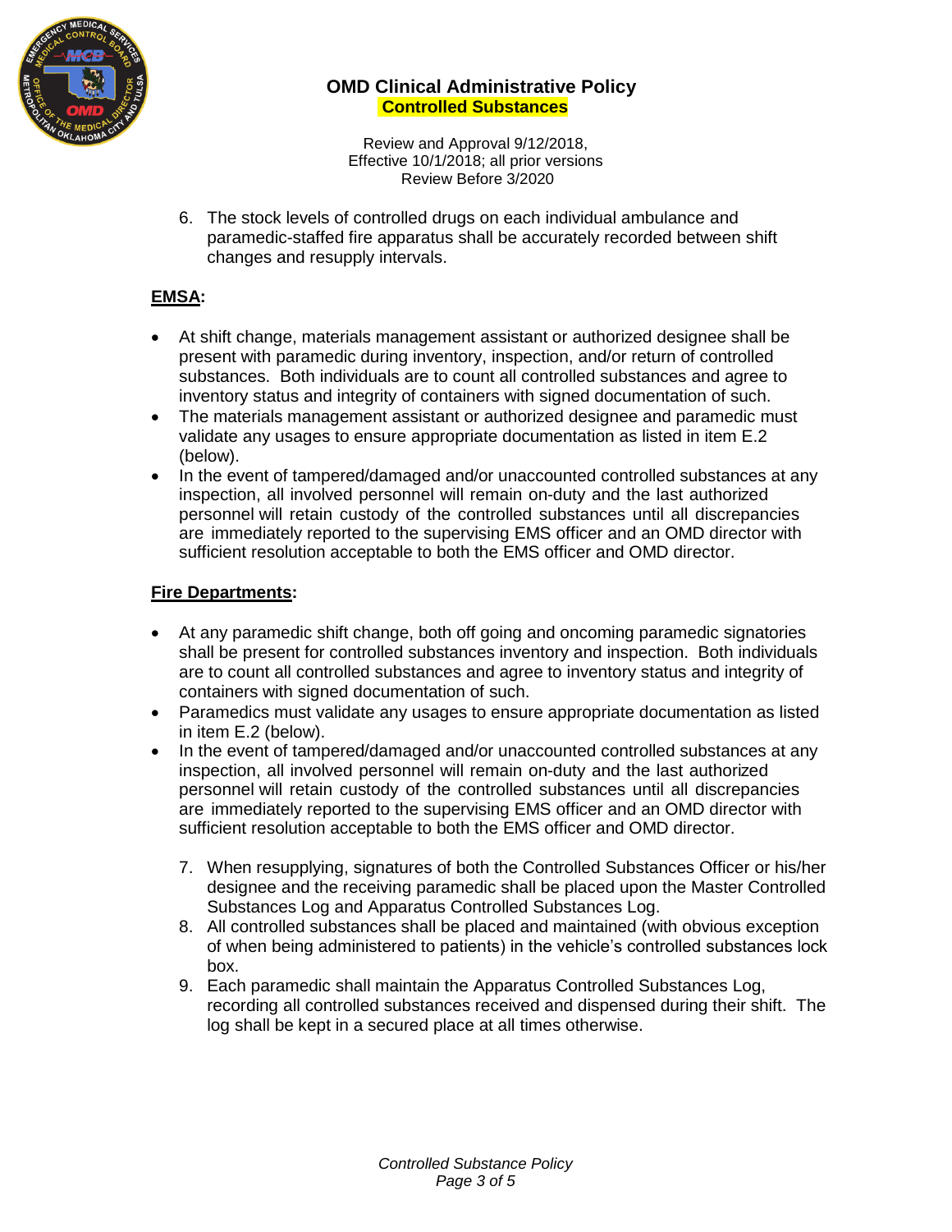6. The stock levels of controlled drugs on each individual ambulance and paramedic-staffed fire apparatus shall be accurately recorded between shift changes and resupply intervals.

**EMSA:**

- At shift change, materials management assistant or authorized designee shall be present with paramedic during inventory, inspection, and/or return of controlled substances. Both individuals are to count all controlled substances and agree to inventory status and integrity of containers with signed documentation of such.
- The materials management assistant or authorized designee and paramedic must validate any usages to ensure appropriate documentation as listed in item E.2 (below).
- In the event of tampered/damaged and/or unaccounted controlled substances at any inspection, all involved personnel will remain on-duty and the last authorized personnel will retain custody of the controlled substances until all discrepancies are immediately reported to the supervising EMS officer and an OMD director with sufficient resolution acceptable to both the EMS officer and OMD director.

**Fire Departments:**

- At any paramedic shift change, both off going and oncoming paramedic signatories shall be present for controlled substances inventory and inspection. Both individuals are to count all controlled substances and agree to inventory status and integrity of containers with signed documentation of such.
- Paramedics must validate any usages to ensure appropriate documentation as listed in item E.2 (below).
- In the event of tampered/damaged and/or unaccounted controlled substances at any inspection, all involved personnel will remain on-duty and the last authorized personnel will retain custody of the controlled substances until all discrepancies are immediately reported to the supervising EMS officer and an OMD director with sufficient resolution acceptable to both the EMS officer and OMD director.

7. When resupplying, signatures of both the Controlled Substances Officer or his/her designee and the receiving paramedic shall be placed upon the Master Controlled Substances Log and Apparatus Controlled Substances Log.
8. All controlled substances shall be placed and maintained (with obvious exception of when being administered to patients) in the vehicle's controlled substances lock box.
9. Each paramedic shall maintain the Apparatus Controlled Substances Log, recording all controlled substances received and dispensed during their shift. The log shall be kept in a secured place at all times otherwise.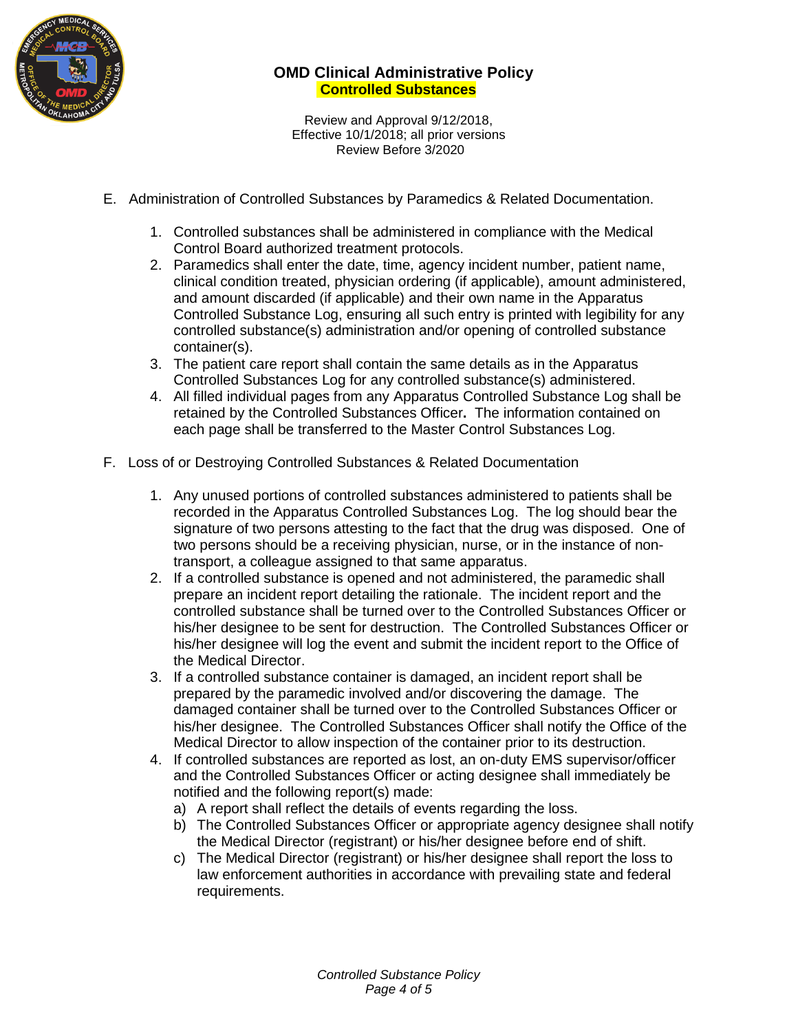E. Administration of Controlled Substances by Paramedics & Related Documentation.

1. Controlled substances shall be administered in compliance with the Medical Control Board authorized treatment protocols.
2. Paramedics shall enter the date, time, agency incident number, patient name, clinical condition treated, physician ordering (if applicable), amount administered, and amount discarded (if applicable) and their own name in the Apparatus Controlled Substance Log, ensuring all such entry is printed with legibility for any controlled substance(s) administration and/or opening of controlled substance container(s).
3. The patient care report shall contain the same details as in the Apparatus Controlled Substances Log for any controlled substance(s) administered.
4. All filled individual pages from any Apparatus Controlled Substance Log shall be retained by the Controlled Substances Officer**.** The information contained on each page shall be transferred to the Master Control Substances Log.

F. Loss of or Destroying Controlled Substances & Related Documentation

1. Any unused portions of controlled substances administered to patients shall be recorded in the Apparatus Controlled Substances Log. The log should bear the signature of two persons attesting to the fact that the drug was disposed. One of two persons should be a receiving physician, nurse, or in the instance of non-transport, a colleague assigned to that same apparatus.
2. If a controlled substance is opened and not administered, the paramedic shall prepare an incident report detailing the rationale. The incident report and the controlled substance shall be turned over to the Controlled Substances Officer or his/her designee to be sent for destruction. The Controlled Substances Officer or his/her designee will log the event and submit the incident report to the Office of the Medical Director.
3. If a controlled substance container is damaged, an incident report shall be prepared by the paramedic involved and/or discovering the damage. The damaged container shall be turned over to the Controlled Substances Officer or his/her designee. The Controlled Substances Officer shall notify the Office of the Medical Director to allow inspection of the container prior to its destruction.
4. If controlled substances are reported as lost, an on-duty EMS supervisor/officer and the Controlled Substances Officer or acting designee shall immediately be notified and the following report(s) made:
   a) A report shall reflect the details of events regarding the loss.
   b) The Controlled Substances Officer or appropriate agency designee shall notify the Medical Director (registrant) or his/her designee before end of shift.
   c) The Medical Director (registrant) or his/her designee shall report the loss to law enforcement authorities in accordance with prevailing state and federal requirements.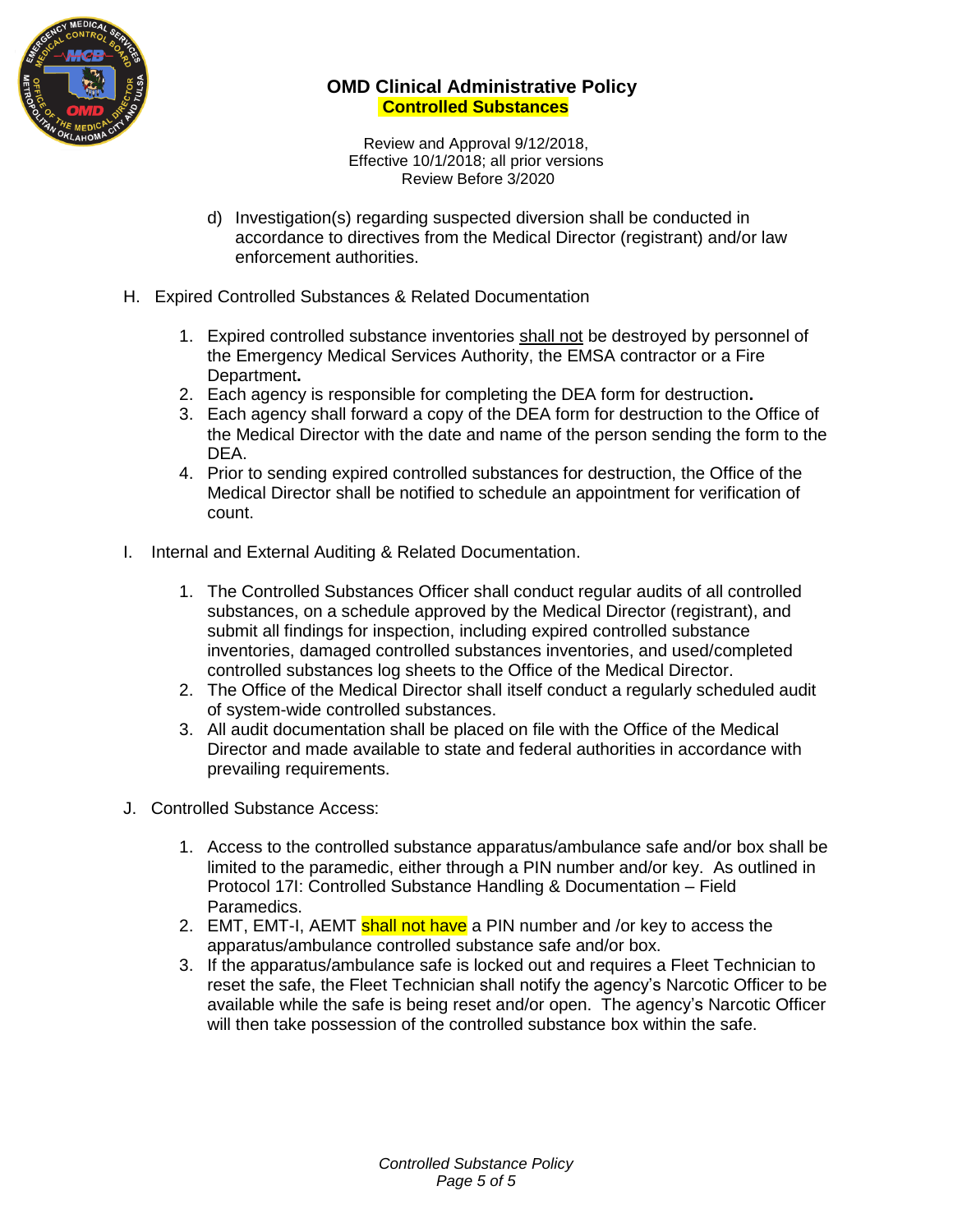**OMD Clinical Administrative Policy**
**Controlled Substances**

Review and Approval 9/12/2018,
Effective 10/1/2018; all prior versions
Review Before 3/2020

d) Investigation(s) regarding suspected diversion shall be conducted in accordance to directives from the Medical Director (registrant) and/or law enforcement authorities.

H. Expired Controlled Substances & Related Documentation

1. Expired controlled substance inventories shall not be destroyed by personnel of the Emergency Medical Services Authority, the EMSA contractor or a Fire Department**.**
2. Each agency is responsible for completing the DEA form for destruction**.**
3. Each agency shall forward a copy of the DEA form for destruction to the Office of the Medical Director with the date and name of the person sending the form to the DEA.
4. Prior to sending expired controlled substances for destruction, the Office of the Medical Director shall be notified to schedule an appointment for verification of count.

I. Internal and External Auditing & Related Documentation.

1. The Controlled Substances Officer shall conduct regular audits of all controlled substances, on a schedule approved by the Medical Director (registrant), and submit all findings for inspection, including expired controlled substance inventories, damaged controlled substances inventories, and used/completed controlled substances log sheets to the Office of the Medical Director.
2. The Office of the Medical Director shall itself conduct a regularly scheduled audit of system-wide controlled substances.
3. All audit documentation shall be placed on file with the Office of the Medical Director and made available to state and federal authorities in accordance with prevailing requirements.

J. Controlled Substance Access:

1. Access to the controlled substance apparatus/ambulance safe and/or box shall be limited to the paramedic, either through a PIN number and/or key. As outlined in Protocol 17I: Controlled Substance Handling & Documentation – Field Paramedics.
2. EMT, EMT-I, AEMT shall not have a PIN number and /or key to access the apparatus/ambulance controlled substance safe and/or box.
3. If the apparatus/ambulance safe is locked out and requires a Fleet Technician to reset the safe, the Fleet Technician shall notify the agency's Narcotic Officer to be available while the safe is being reset and/or open. The agency's Narcotic Officer will then take possession of the controlled substance box within the safe.